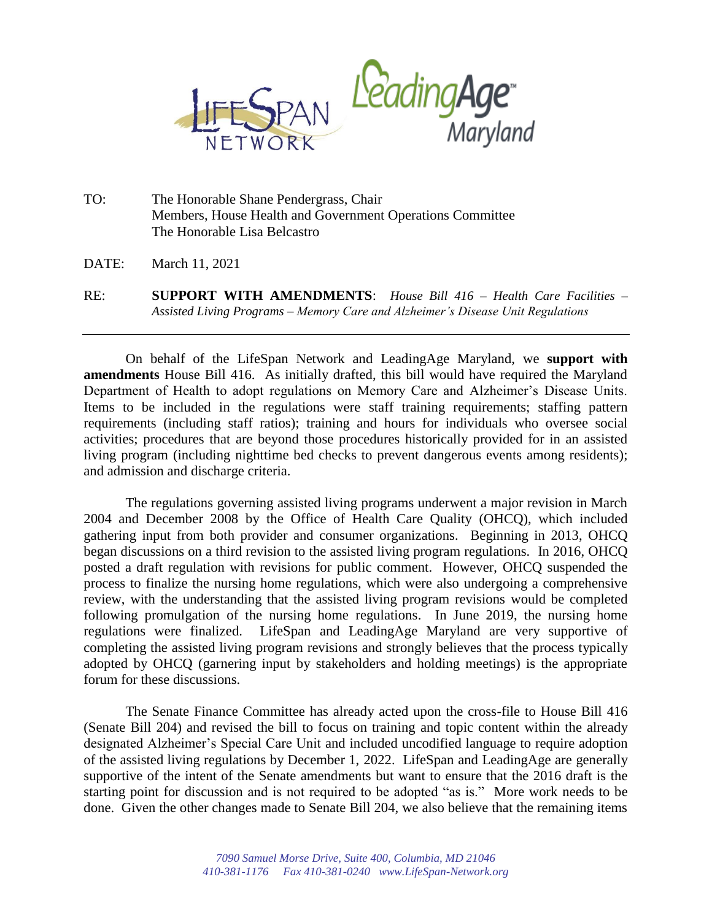TO: The Honorable Shane Pendergrass, Chair
Members, House Health and Government Operations Committee
The Honorable Lisa Belcastro

DATE: March 11, 2021

RE: **SUPPORT WITH AMENDMENTS**: *House Bill 416 – Health Care Facilities – Assisted Living Programs – Memory Care and Alzheimer's Disease Unit Regulations*

---

On behalf of the LifeSpan Network and LeadingAge Maryland, we **support with amendments** House Bill 416. As initially drafted, this bill would have required the Maryland Department of Health to adopt regulations on Memory Care and Alzheimer's Disease Units. Items to be included in the regulations were staff training requirements; staffing pattern requirements (including staff ratios); training and hours for individuals who oversee social activities; procedures that are beyond those procedures historically provided for in an assisted living program (including nighttime bed checks to prevent dangerous events among residents); and admission and discharge criteria.

The regulations governing assisted living programs underwent a major revision in March 2004 and December 2008 by the Office of Health Care Quality (OHCQ), which included gathering input from both provider and consumer organizations. Beginning in 2013, OHCQ began discussions on a third revision to the assisted living program regulations. In 2016, OHCQ posted a draft regulation with revisions for public comment. However, OHCQ suspended the process to finalize the nursing home regulations, which were also undergoing a comprehensive review, with the understanding that the assisted living program revisions would be completed following promulgation of the nursing home regulations. In June 2019, the nursing home regulations were finalized. LifeSpan and LeadingAge Maryland are very supportive of completing the assisted living program revisions and strongly believes that the process typically adopted by OHCQ (garnering input by stakeholders and holding meetings) is the appropriate forum for these discussions.

The Senate Finance Committee has already acted upon the cross-file to House Bill 416 (Senate Bill 204) and revised the bill to focus on training and topic content within the already designated Alzheimer's Special Care Unit and included uncodified language to require adoption of the assisted living regulations by December 1, 2022. LifeSpan and LeadingAge are generally supportive of the intent of the Senate amendments but want to ensure that the 2016 draft is the starting point for discussion and is not required to be adopted "as is." More work needs to be done. Given the other changes made to Senate Bill 204, we also believe that the remaining items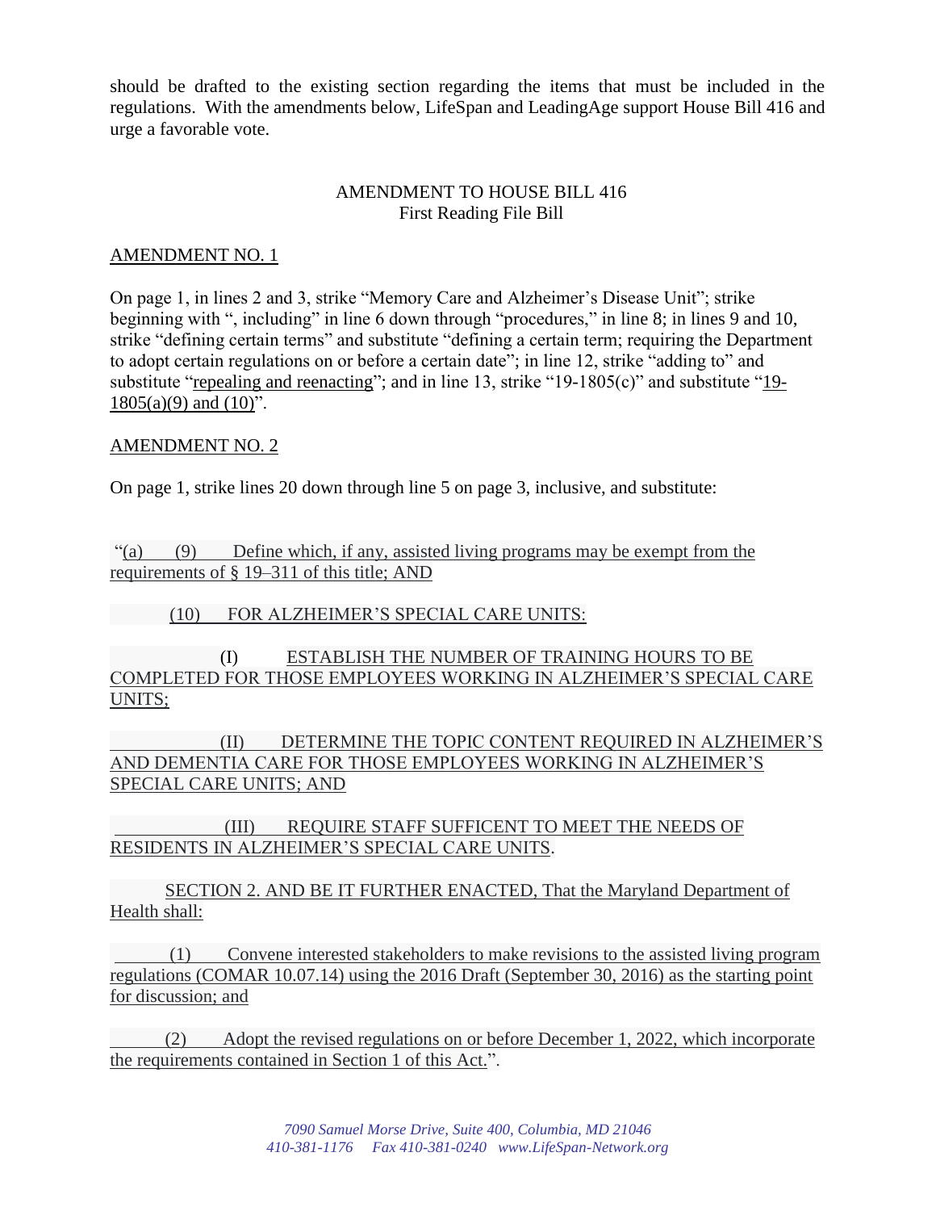should be drafted to the existing section regarding the items that must be included in the regulations. With the amendments below, LifeSpan and LeadingAge support House Bill 416 and urge a favorable vote.

AMENDMENT TO HOUSE BILL 416
First Reading File Bill

AMENDMENT NO. 1

On page 1, in lines 2 and 3, strike "Memory Care and Alzheimer's Disease Unit"; strike beginning with ", including" in line 6 down through "procedures," in line 8; in lines 9 and 10, strike "defining certain terms" and substitute "defining a certain term; requiring the Department to adopt certain regulations on or before a certain date"; in line 12, strike "adding to" and substitute "repealing and reenacting"; and in line 13, strike "19-1805(c)" and substitute "19-1805(a)(9) and (10)".

AMENDMENT NO. 2

On page 1, strike lines 20 down through line 5 on page 3, inclusive, and substitute:

"(a) (9) Define which, if any, assisted living programs may be exempt from the requirements of § 19–311 of this title; AND

(10) FOR ALZHEIMER'S SPECIAL CARE UNITS:

(I) ESTABLISH THE NUMBER OF TRAINING HOURS TO BE COMPLETED FOR THOSE EMPLOYEES WORKING IN ALZHEIMER'S SPECIAL CARE UNITS;

(II) DETERMINE THE TOPIC CONTENT REQUIRED IN ALZHEIMER'S AND DEMENTIA CARE FOR THOSE EMPLOYEES WORKING IN ALZHEIMER'S SPECIAL CARE UNITS; AND

(III) REQUIRE STAFF SUFFICENT TO MEET THE NEEDS OF RESIDENTS IN ALZHEIMER'S SPECIAL CARE UNITS.

SECTION 2. AND BE IT FURTHER ENACTED, That the Maryland Department of Health shall:

(1) Convene interested stakeholders to make revisions to the assisted living program regulations (COMAR 10.07.14) using the 2016 Draft (September 30, 2016) as the starting point for discussion; and

(2) Adopt the revised regulations on or before December 1, 2022, which incorporate the requirements contained in Section 1 of this Act.".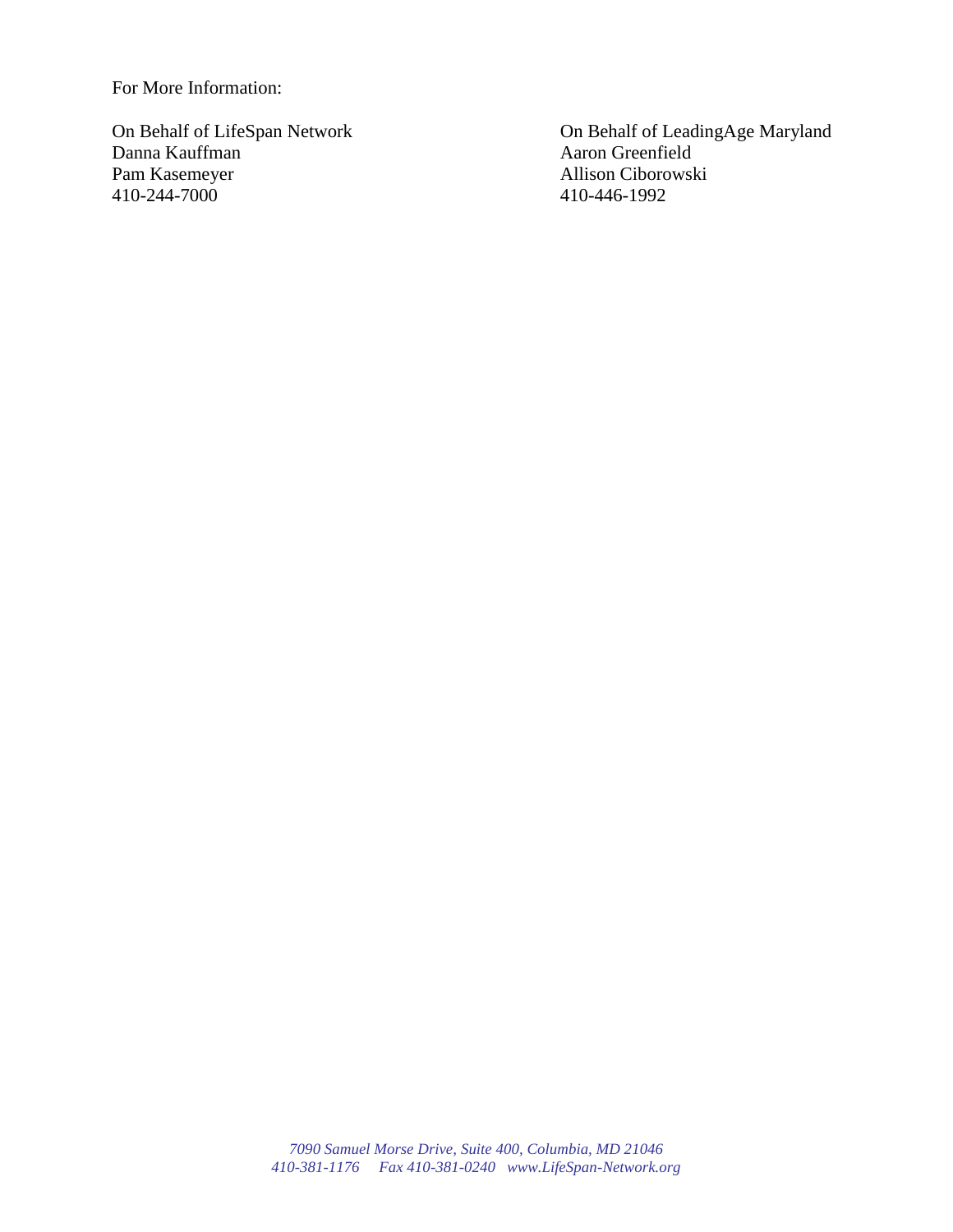For More Information:

On Behalf of LifeSpan Network
Danna Kauffman
Pam Kasemeyer
410-244-7000

On Behalf of LeadingAge Maryland
Aaron Greenfield
Allison Ciborowski
410-446-1992